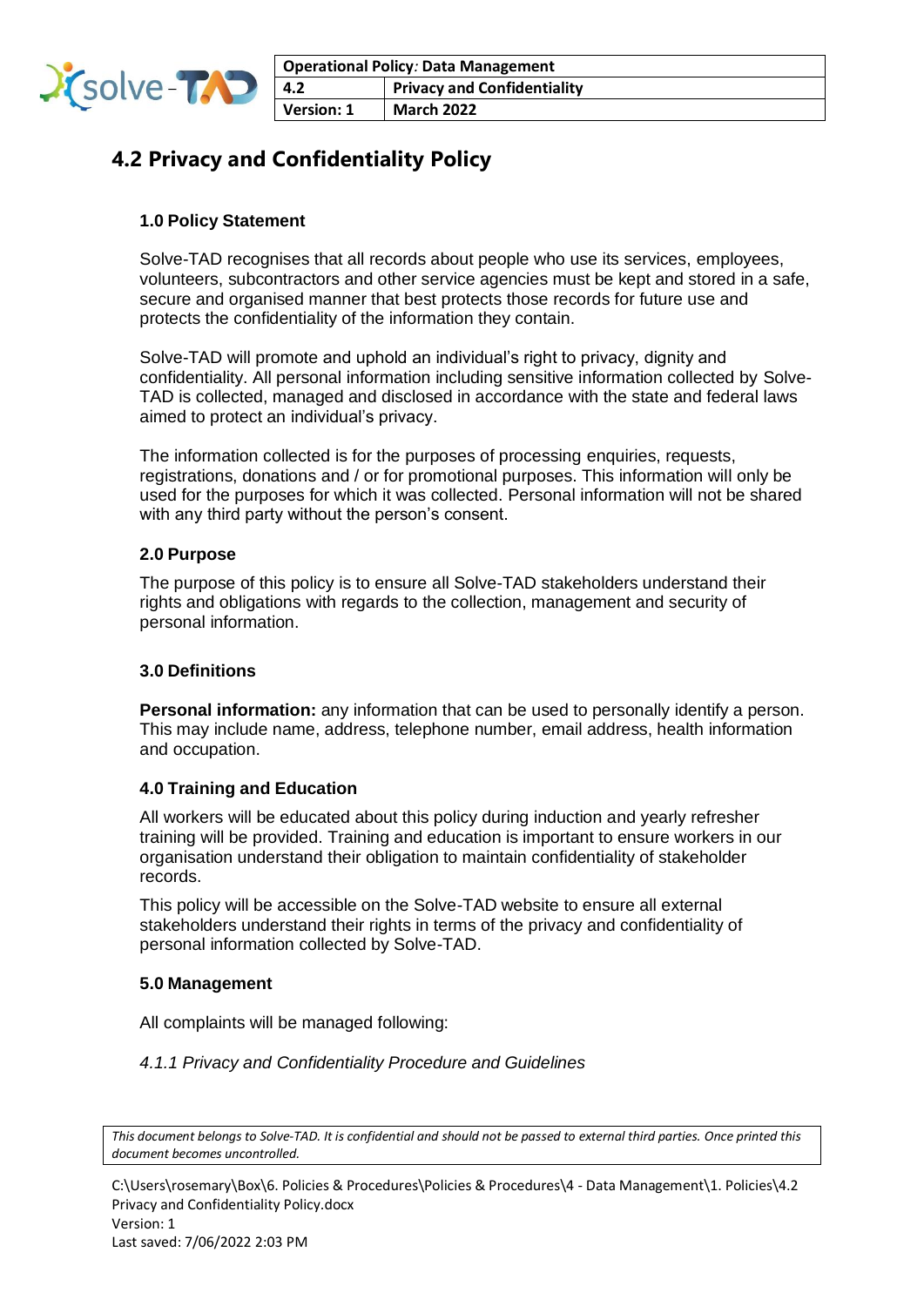| Operational Policy: Data Management | |
|---|---|
| 4.2 | Privacy and Confidentiality |
| Version: 1 | March 2022 |

# 4.2 Privacy and Confidentiality Policy

## 1.0 Policy Statement

Solve-TAD recognises that all records about people who use its services, employees, volunteers, subcontractors and other service agencies must be kept and stored in a safe, secure and organised manner that best protects those records for future use and protects the confidentiality of the information they contain.

Solve-TAD will promote and uphold an individual's right to privacy, dignity and confidentiality. All personal information including sensitive information collected by Solve-TAD is collected, managed and disclosed in accordance with the state and federal laws aimed to protect an individual's privacy.

The information collected is for the purposes of processing enquiries, requests, registrations, donations and / or for promotional purposes. This information will only be used for the purposes for which it was collected. Personal information will not be shared with any third party without the person's consent.

## 2.0 Purpose

The purpose of this policy is to ensure all Solve-TAD stakeholders understand their rights and obligations with regards to the collection, management and security of personal information.

## 3.0 Definitions

**Personal information:** any information that can be used to personally identify a person. This may include name, address, telephone number, email address, health information and occupation.

## 4.0 Training and Education

All workers will be educated about this policy during induction and yearly refresher training will be provided. Training and education is important to ensure workers in our organisation understand their obligation to maintain confidentiality of stakeholder records.

This policy will be accessible on the Solve-TAD website to ensure all external stakeholders understand their rights in terms of the privacy and confidentiality of personal information collected by Solve-TAD.

## 5.0 Management

All complaints will be managed following:

*4.1.1 Privacy and Confidentiality Procedure and Guidelines*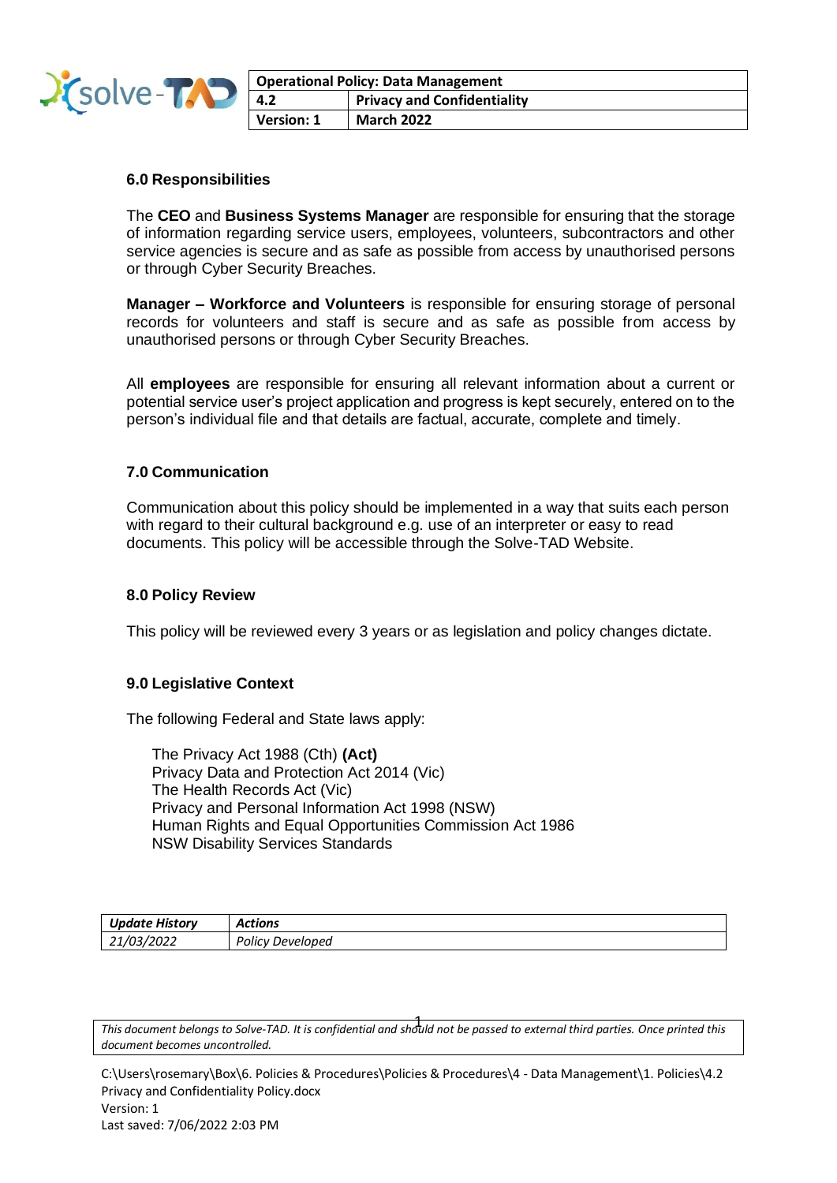### 6.0 Responsibilities

The **CEO** and **Business Systems Manager** are responsible for ensuring that the storage of information regarding service users, employees, volunteers, subcontractors and other service agencies is secure and as safe as possible from access by unauthorised persons or through Cyber Security Breaches.

**Manager – Workforce and Volunteers** is responsible for ensuring storage of personal records for volunteers and staff is secure and as safe as possible from access by unauthorised persons or through Cyber Security Breaches.

All **employees** are responsible for ensuring all relevant information about a current or potential service user's project application and progress is kept securely, entered on to the person's individual file and that details are factual, accurate, complete and timely.

### 7.0 Communication

Communication about this policy should be implemented in a way that suits each person with regard to their cultural background e.g. use of an interpreter or easy to read documents. This policy will be accessible through the Solve-TAD Website.

### 8.0 Policy Review

This policy will be reviewed every 3 years or as legislation and policy changes dictate.

### 9.0 Legislative Context

The following Federal and State laws apply:

The Privacy Act 1988 (Cth) **(Act)**
Privacy Data and Protection Act 2014 (Vic)
The Health Records Act (Vic)
Privacy and Personal Information Act 1998 (NSW)
Human Rights and Equal Opportunities Commission Act 1986
NSW Disability Services Standards

| ***Update History*** | ***Actions*** |
|---|---|
| *21/03/2022* | *Policy Developed* |

*This document belongs to Solve-TAD. It is confidential and should not be passed to external third parties. Once printed this document becomes uncontrolled.*

C:\Users\rosemary\Box\6. Policies & Procedures\Policies & Procedures\4 - Data Management\1. Policies\4.2 Privacy and Confidentiality Policy.docx
Version: 1
Last saved: 7/06/2022 2:03 PM